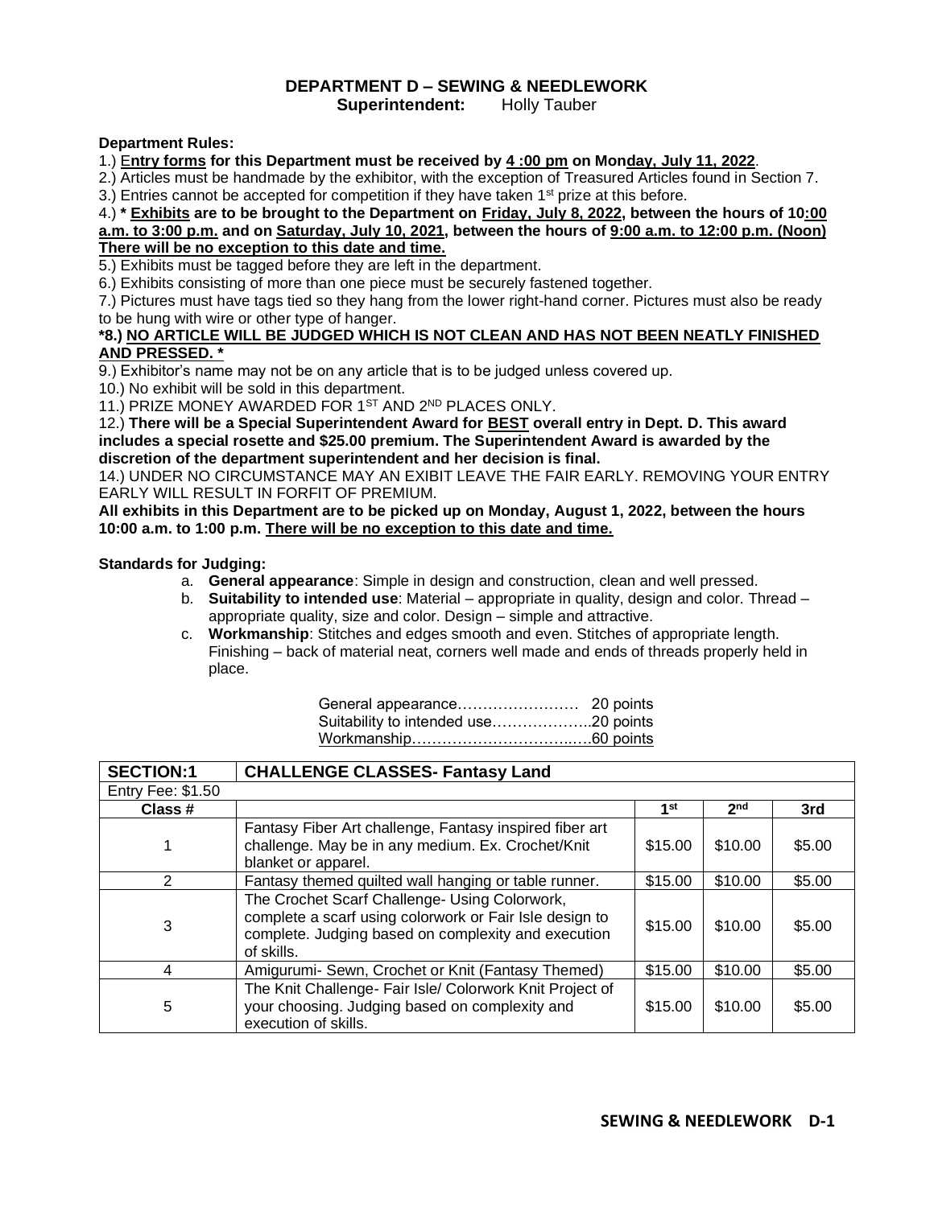# DEPARTMENT D – SEWING & NEEDLEWORK

**Superintendent:** Holly Tauber

**Department Rules:**

1.) **Entry forms for this Department must be received by 4 :00 pm on Monday, July 11, 2022**.

2.) Articles must be handmade by the exhibitor, with the exception of Treasured Articles found in Section 7.

3.) Entries cannot be accepted for competition if they have taken 1st prize at this before.

4.) **\* Exhibits are to be brought to the Department on Friday, July 8, 2022, between the hours of 10:00 a.m. to 3:00 p.m. and on Saturday, July 10, 2021, between the hours of 9:00 a.m. to 12:00 p.m. (Noon) There will be no exception to this date and time.**

5.) Exhibits must be tagged before they are left in the department.

6.) Exhibits consisting of more than one piece must be securely fastened together.

7.) Pictures must have tags tied so they hang from the lower right-hand corner. Pictures must also be ready to be hung with wire or other type of hanger.

**\*8.) NO ARTICLE WILL BE JUDGED WHICH IS NOT CLEAN AND HAS NOT BEEN NEATLY FINISHED AND PRESSED. \***

9.) Exhibitor's name may not be on any article that is to be judged unless covered up.

10.) No exhibit will be sold in this department.

11.) PRIZE MONEY AWARDED FOR 1ST AND 2ND PLACES ONLY.

12.) **There will be a Special Superintendent Award for BEST overall entry in Dept. D. This award includes a special rosette and $25.00 premium. The Superintendent Award is awarded by the discretion of the department superintendent and her decision is final.**

14.) UNDER NO CIRCUMSTANCE MAY AN EXIBIT LEAVE THE FAIR EARLY. REMOVING YOUR ENTRY EARLY WILL RESULT IN FORFIT OF PREMIUM.

**All exhibits in this Department are to be picked up on Monday, August 1, 2022, between the hours 10:00 a.m. to 1:00 p.m. There will be no exception to this date and time.**

**Standards for Judging:**

a. **General appearance**: Simple in design and construction, clean and well pressed.
b. **Suitability to intended use**: Material – appropriate in quality, design and color. Thread – appropriate quality, size and color. Design – simple and attractive.
c. **Workmanship**: Stitches and edges smooth and even. Stitches of appropriate length. Finishing – back of material neat, corners well made and ends of threads properly held in place.

General appearance…………………… 20 points
Suitability to intended use………………..20 points
Workmanship……………………………..….60 points

| SECTION:1 | CHALLENGE CLASSES- Fantasy Land | | | |
|---|---|---|---|---|
| Entry Fee: $1.50 | | | | |
| **Class #** | | **1st** | **2nd** | **3rd** |
| 1 | Fantasy Fiber Art challenge, Fantasy inspired fiber art challenge. May be in any medium. Ex. Crochet/Knit blanket or apparel. | $15.00 | $10.00 | $5.00 |
| 2 | Fantasy themed quilted wall hanging or table runner. | $15.00 | $10.00 | $5.00 |
| 3 | The Crochet Scarf Challenge- Using Colorwork, complete a scarf using colorwork or Fair Isle design to complete. Judging based on complexity and execution of skills. | $15.00 | $10.00 | $5.00 |
| 4 | Amigurumi- Sewn, Crochet or Knit (Fantasy Themed) | $15.00 | $10.00 | $5.00 |
| 5 | The Knit Challenge- Fair Isle/ Colorwork Knit Project of your choosing. Judging based on complexity and execution of skills. | $15.00 | $10.00 | $5.00 |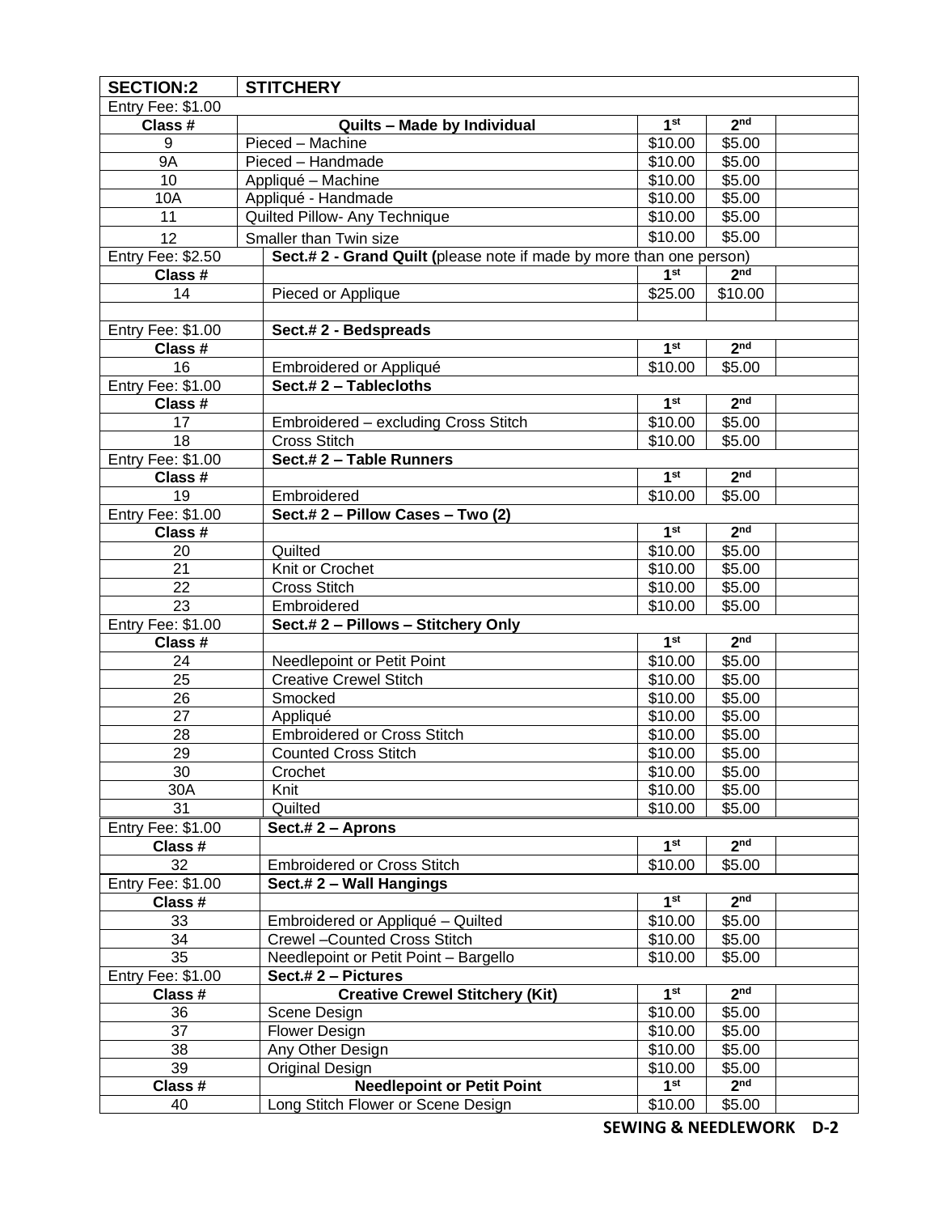| SECTION:2 | STITCHERY | | | |
|---|---|---|---|---|
| Entry Fee: $1.00 | | | | |
| **Class #** | **Quilts – Made by Individual** | **1st** | **2nd** | |
| 9 | Pieced – Machine | $10.00 | $5.00 | |
| 9A | Pieced – Handmade | $10.00 | $5.00 | |
| 10 | Appliqué – Machine | $10.00 | $5.00 | |
| 10A | Appliqué - Handmade | $10.00 | $5.00 | |
| 11 | Quilted Pillow- Any Technique | $10.00 | $5.00 | |
| 12 | Smaller than Twin size | $10.00 | $5.00 | |
| Entry Fee: $2.50 | **Sect.# 2 - Grand Quilt (**please note if made by more than one person) | | | |
| **Class #** | | **1st** | **2nd** | |
| 14 | Pieced or Applique | $25.00 | $10.00 | |
| | | | | |
| Entry Fee: $1.00 | **Sect.# 2 - Bedspreads** | | | |
| **Class #** | | **1st** | **2nd** | |
| 16 | Embroidered or Appliqué | $10.00 | $5.00 | |
| Entry Fee: $1.00 | **Sect.# 2 – Tablecloths** | | | |
| **Class #** | | **1st** | **2nd** | |
| 17 | Embroidered – excluding Cross Stitch | $10.00 | $5.00 | |
| 18 | Cross Stitch | $10.00 | $5.00 | |
| Entry Fee: $1.00 | **Sect.# 2 – Table Runners** | | | |
| **Class #** | | **1st** | **2nd** | |
| 19 | Embroidered | $10.00 | $5.00 | |
| Entry Fee: $1.00 | **Sect.# 2 – Pillow Cases – Two (2)** | | | |
| **Class #** | | **1st** | **2nd** | |
| 20 | Quilted | $10.00 | $5.00 | |
| 21 | Knit or Crochet | $10.00 | $5.00 | |
| 22 | Cross Stitch | $10.00 | $5.00 | |
| 23 | Embroidered | $10.00 | $5.00 | |
| Entry Fee: $1.00 | **Sect.# 2 – Pillows – Stitchery Only** | | | |
| **Class #** | | **1st** | **2nd** | |
| 24 | Needlepoint or Petit Point | $10.00 | $5.00 | |
| 25 | Creative Crewel Stitch | $10.00 | $5.00 | |
| 26 | Smocked | $10.00 | $5.00 | |
| 27 | Appliqué | $10.00 | $5.00 | |
| 28 | Embroidered or Cross Stitch | $10.00 | $5.00 | |
| 29 | Counted Cross Stitch | $10.00 | $5.00 | |
| 30 | Crochet | $10.00 | $5.00 | |
| 30A | Knit | $10.00 | $5.00 | |
| 31 | Quilted | $10.00 | $5.00 | |
| Entry Fee: $1.00 | **Sect.# 2 – Aprons** | | | |
| **Class #** | | **1st** | **2nd** | |
| 32 | Embroidered or Cross Stitch | $10.00 | $5.00 | |
| Entry Fee: $1.00 | **Sect.# 2 – Wall Hangings** | | | |
| **Class #** | | **1st** | **2nd** | |
| 33 | Embroidered or Appliqué – Quilted | $10.00 | $5.00 | |
| 34 | Crewel –Counted Cross Stitch | $10.00 | $5.00 | |
| 35 | Needlepoint or Petit Point – Bargello | $10.00 | $5.00 | |
| Entry Fee: $1.00 | **Sect.# 2 – Pictures** | | | |
| **Class #** | **Creative Crewel Stitchery (Kit)** | **1st** | **2nd** | |
| 36 | Scene Design | $10.00 | $5.00 | |
| 37 | Flower Design | $10.00 | $5.00 | |
| 38 | Any Other Design | $10.00 | $5.00 | |
| 39 | Original Design | $10.00 | $5.00 | |
| **Class #** | **Needlepoint or Petit Point** | **1st** | **2nd** | |
| 40 | Long Stitch Flower or Scene Design | $10.00 | $5.00 | |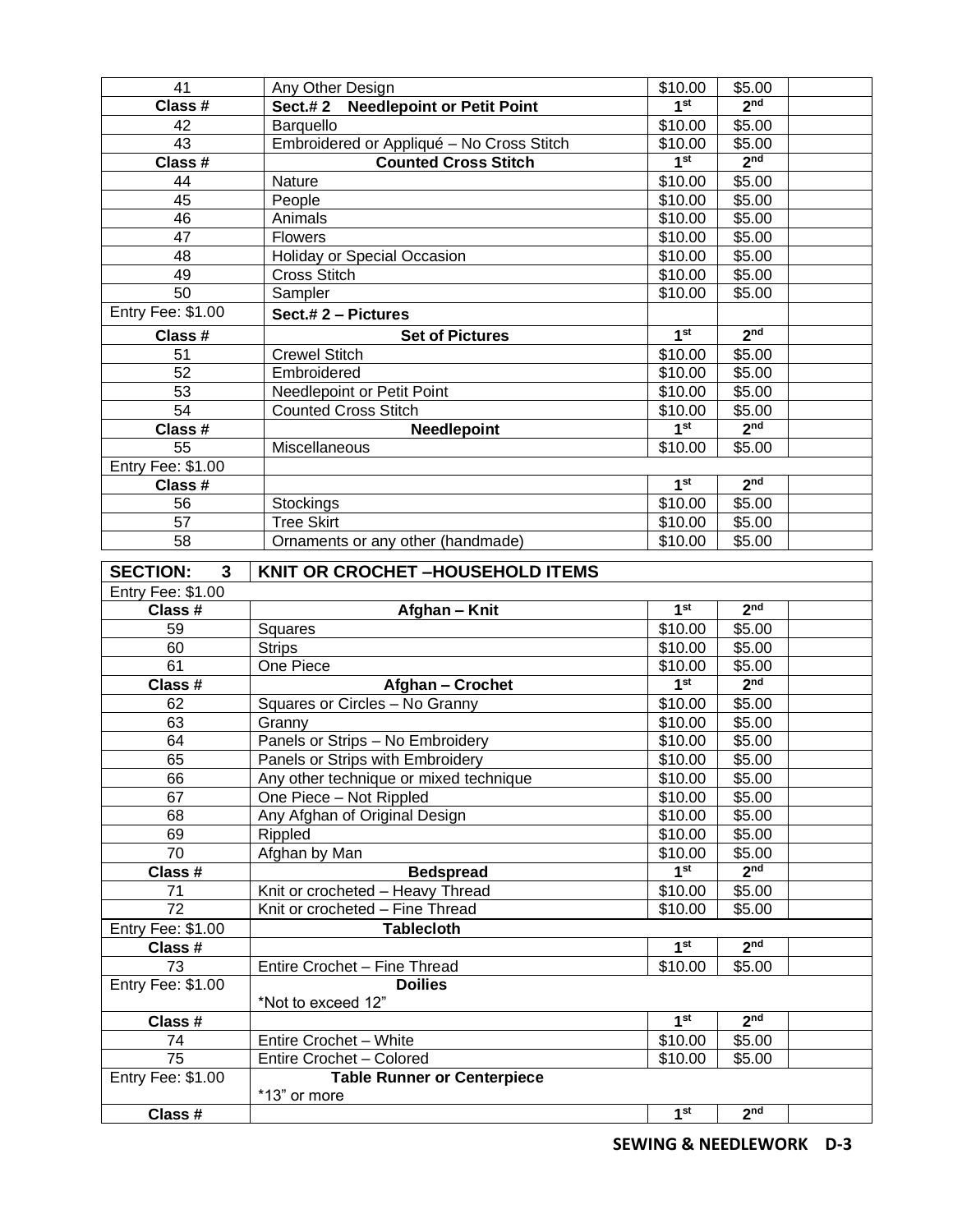| | | | | |
|---|---|---|---|---|
| 41 | Any Other Design | $10.00 | $5.00 | |
| **Class #** | **Sect.# 2 Needlepoint or Petit Point** | **1st** | **2nd** | |
| 42 | Barquello | $10.00 | $5.00 | |
| 43 | Embroidered or Appliqué – No Cross Stitch | $10.00 | $5.00 | |
| **Class #** | **Counted Cross Stitch** | **1st** | **2nd** | |
| 44 | Nature | $10.00 | $5.00 | |
| 45 | People | $10.00 | $5.00 | |
| 46 | Animals | $10.00 | $5.00 | |
| 47 | Flowers | $10.00 | $5.00 | |
| 48 | Holiday or Special Occasion | $10.00 | $5.00 | |
| 49 | Cross Stitch | $10.00 | $5.00 | |
| 50 | Sampler | $10.00 | $5.00 | |
| Entry Fee: $1.00 | **Sect.# 2 – Pictures** | | | |
| **Class #** | **Set of Pictures** | **1st** | **2nd** | |
| 51 | Crewel Stitch | $10.00 | $5.00 | |
| 52 | Embroidered | $10.00 | $5.00 | |
| 53 | Needlepoint or Petit Point | $10.00 | $5.00 | |
| 54 | Counted Cross Stitch | $10.00 | $5.00 | |
| **Class #** | **Needlepoint** | **1st** | **2nd** | |
| 55 | Miscellaneous | $10.00 | $5.00 | |
| Entry Fee: $1.00 | | | | |
| **Class #** | | **1st** | **2nd** | |
| 56 | Stockings | $10.00 | $5.00 | |
| 57 | Tree Skirt | $10.00 | $5.00 | |
| 58 | Ornaments or any other (handmade) | $10.00 | $5.00 | |

| **SECTION: 3** | **KNIT OR CROCHET –HOUSEHOLD ITEMS** | | | |
|---|---|---|---|---|
| Entry Fee: $1.00 | | | | |
| **Class #** | **Afghan – Knit** | **1st** | **2nd** | |
| 59 | Squares | $10.00 | $5.00 | |
| 60 | Strips | $10.00 | $5.00 | |
| 61 | One Piece | $10.00 | $5.00 | |
| **Class #** | **Afghan – Crochet** | **1st** | **2nd** | |
| 62 | Squares or Circles – No Granny | $10.00 | $5.00 | |
| 63 | Granny | $10.00 | $5.00 | |
| 64 | Panels or Strips – No Embroidery | $10.00 | $5.00 | |
| 65 | Panels or Strips with Embroidery | $10.00 | $5.00 | |
| 66 | Any other technique or mixed technique | $10.00 | $5.00 | |
| 67 | One Piece – Not Rippled | $10.00 | $5.00 | |
| 68 | Any Afghan of Original Design | $10.00 | $5.00 | |
| 69 | Rippled | $10.00 | $5.00 | |
| 70 | Afghan by Man | $10.00 | $5.00 | |
| **Class #** | **Bedspread** | **1st** | **2nd** | |
| 71 | Knit or crocheted – Heavy Thread | $10.00 | $5.00 | |
| 72 | Knit or crocheted – Fine Thread | $10.00 | $5.00 | |
| Entry Fee: $1.00 | **Tablecloth** | | | |
| **Class #** | | **1st** | **2nd** | |
| 73 | Entire Crochet – Fine Thread | $10.00 | $5.00 | |
| Entry Fee: $1.00 | **Doilies** *Not to exceed 12" | | | |
| **Class #** | | **1st** | **2nd** | |
| 74 | Entire Crochet – White | $10.00 | $5.00 | |
| 75 | Entire Crochet – Colored | $10.00 | $5.00 | |
| Entry Fee: $1.00 | **Table Runner or Centerpiece** *13" or more | | | |
| **Class #** | | **1st** | **2nd** | |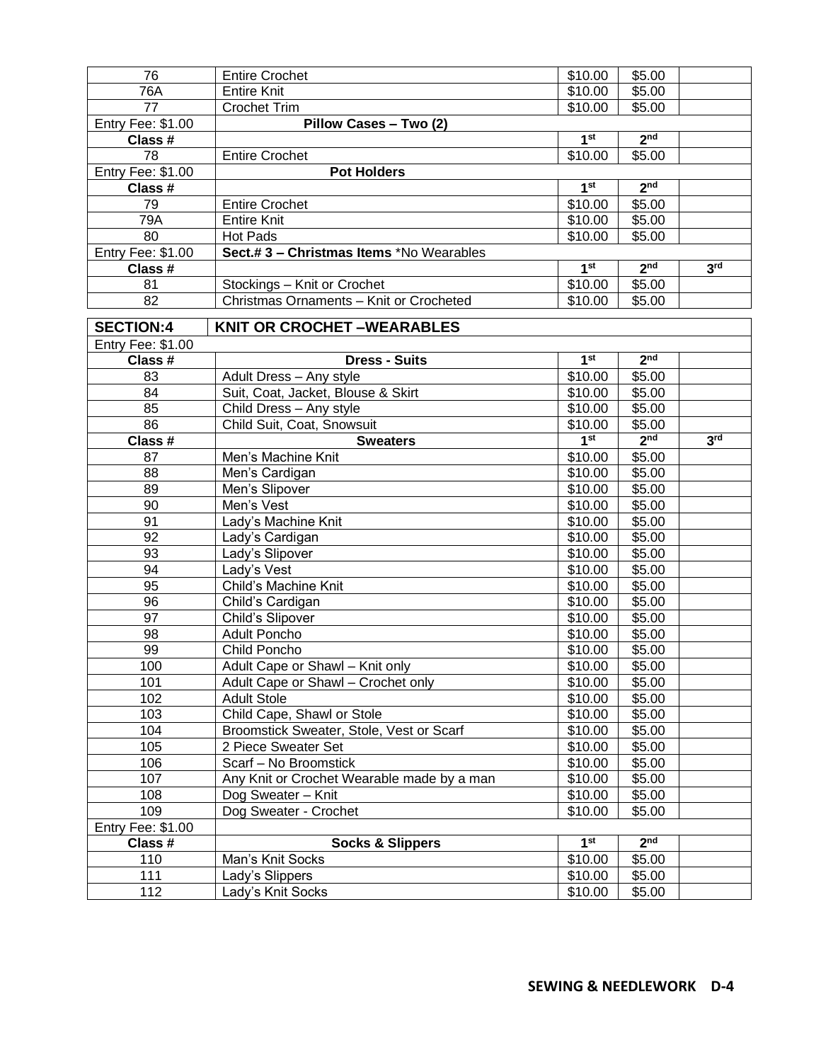| | | | | |
|---|---|---|---|---|
| 76 | Entire Crochet | $10.00 | $5.00 | |
| 76A | Entire Knit | $10.00 | $5.00 | |
| 77 | Crochet Trim | $10.00 | $5.00 | |
| Entry Fee: $1.00 | **Pillow Cases – Two (2)** | | | |
| **Class #** | | **1st** | **2nd** | |
| 78 | Entire Crochet | $10.00 | $5.00 | |
| Entry Fee: $1.00 | **Pot Holders** | | | |
| **Class #** | | **1st** | **2nd** | |
| 79 | Entire Crochet | $10.00 | $5.00 | |
| 79A | Entire Knit | $10.00 | $5.00 | |
| 80 | Hot Pads | $10.00 | $5.00 | |
| Entry Fee: $1.00 | **Sect.# 3 – Christmas Items** *No Wearables | | | |
| **Class #** | | **1st** | **2nd** | **3rd** |
| 81 | Stockings – Knit or Crochet | $10.00 | $5.00 | |
| 82 | Christmas Ornaments – Knit or Crocheted | $10.00 | $5.00 | |

| **SECTION:4** | **KNIT OR CROCHET –WEARABLES** | | | |
|---|---|---|---|---|
| Entry Fee: $1.00 | | | | |
| **Class #** | **Dress - Suits** | **1st** | **2nd** | |
| 83 | Adult Dress – Any style | $10.00 | $5.00 | |
| 84 | Suit, Coat, Jacket, Blouse & Skirt | $10.00 | $5.00 | |
| 85 | Child Dress – Any style | $10.00 | $5.00 | |
| 86 | Child Suit, Coat, Snowsuit | $10.00 | $5.00 | |
| **Class #** | **Sweaters** | **1st** | **2nd** | **3rd** |
| 87 | Men's Machine Knit | $10.00 | $5.00 | |
| 88 | Men's Cardigan | $10.00 | $5.00 | |
| 89 | Men's Slipover | $10.00 | $5.00 | |
| 90 | Men's Vest | $10.00 | $5.00 | |
| 91 | Lady's Machine Knit | $10.00 | $5.00 | |
| 92 | Lady's Cardigan | $10.00 | $5.00 | |
| 93 | Lady's Slipover | $10.00 | $5.00 | |
| 94 | Lady's Vest | $10.00 | $5.00 | |
| 95 | Child's Machine Knit | $10.00 | $5.00 | |
| 96 | Child's Cardigan | $10.00 | $5.00 | |
| 97 | Child's Slipover | $10.00 | $5.00 | |
| 98 | Adult Poncho | $10.00 | $5.00 | |
| 99 | Child Poncho | $10.00 | $5.00 | |
| 100 | Adult Cape or Shawl – Knit only | $10.00 | $5.00 | |
| 101 | Adult Cape or Shawl – Crochet only | $10.00 | $5.00 | |
| 102 | Adult Stole | $10.00 | $5.00 | |
| 103 | Child Cape, Shawl or Stole | $10.00 | $5.00 | |
| 104 | Broomstick Sweater, Stole, Vest or Scarf | $10.00 | $5.00 | |
| 105 | 2 Piece Sweater Set | $10.00 | $5.00 | |
| 106 | Scarf – No Broomstick | $10.00 | $5.00 | |
| 107 | Any Knit or Crochet Wearable made by a man | $10.00 | $5.00 | |
| 108 | Dog Sweater – Knit | $10.00 | $5.00 | |
| 109 | Dog Sweater - Crochet | $10.00 | $5.00 | |
| Entry Fee: $1.00 | | | | |
| **Class #** | **Socks & Slippers** | **1st** | **2nd** | |
| 110 | Man's Knit Socks | $10.00 | $5.00 | |
| 111 | Lady's Slippers | $10.00 | $5.00 | |
| 112 | Lady's Knit Socks | $10.00 | $5.00 | |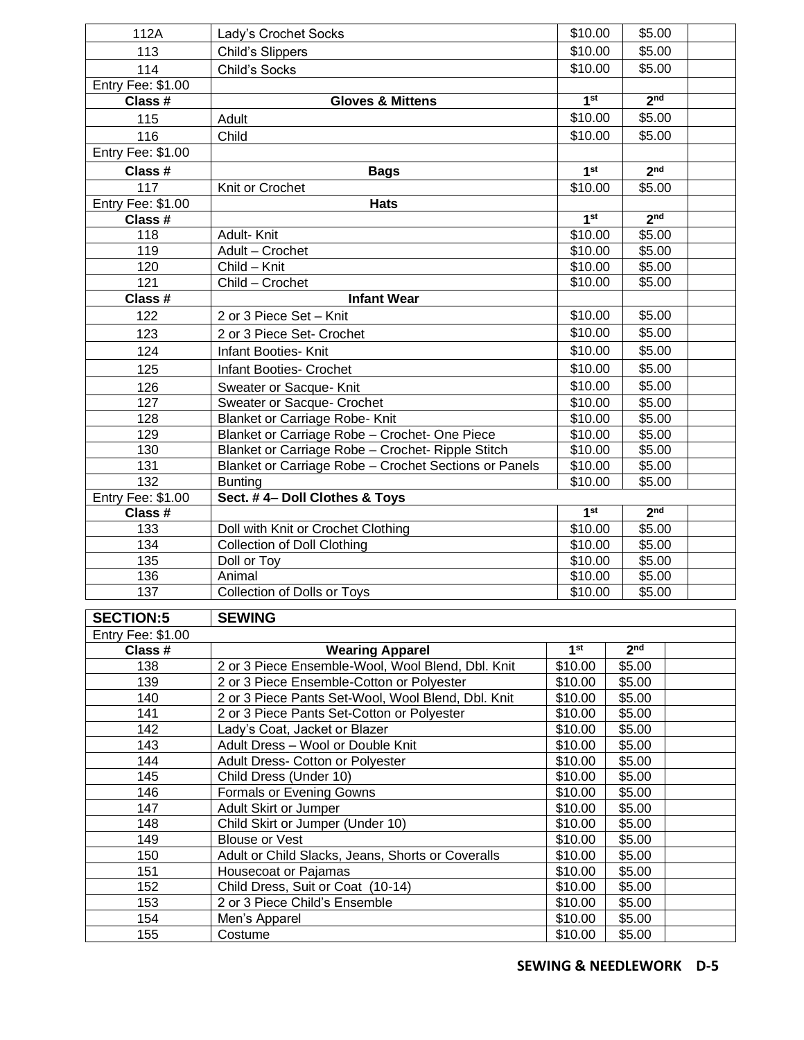| | | | | |
|---|---|---|---|---|
| 112A | Lady's Crochet Socks | $10.00 | $5.00 | |
| 113 | Child's Slippers | $10.00 | $5.00 | |
| 114 | Child's Socks | $10.00 | $5.00 | |
| Entry Fee: $1.00 | | | | |
| **Class #** | **Gloves & Mittens** | **1st** | **2nd** | |
| 115 | Adult | $10.00 | $5.00 | |
| 116 | Child | $10.00 | $5.00 | |
| Entry Fee: $1.00 | | | | |
| **Class #** | **Bags** | **1st** | **2nd** | |
| 117 | Knit or Crochet | $10.00 | $5.00 | |
| Entry Fee: $1.00 | **Hats** | | | |
| **Class #** | | **1st** | **2nd** | |
| 118 | Adult- Knit | $10.00 | $5.00 | |
| 119 | Adult – Crochet | $10.00 | $5.00 | |
| 120 | Child – Knit | $10.00 | $5.00 | |
| 121 | Child – Crochet | $10.00 | $5.00 | |
| **Class #** | **Infant Wear** | | | |
| 122 | 2 or 3 Piece Set – Knit | $10.00 | $5.00 | |
| 123 | 2 or 3 Piece Set- Crochet | $10.00 | $5.00 | |
| 124 | Infant Booties- Knit | $10.00 | $5.00 | |
| 125 | Infant Booties- Crochet | $10.00 | $5.00 | |
| 126 | Sweater or Sacque- Knit | $10.00 | $5.00 | |
| 127 | Sweater or Sacque- Crochet | $10.00 | $5.00 | |
| 128 | Blanket or Carriage Robe- Knit | $10.00 | $5.00 | |
| 129 | Blanket or Carriage Robe – Crochet- One Piece | $10.00 | $5.00 | |
| 130 | Blanket or Carriage Robe – Crochet- Ripple Stitch | $10.00 | $5.00 | |
| 131 | Blanket or Carriage Robe – Crochet Sections or Panels | $10.00 | $5.00 | |
| 132 | Bunting | $10.00 | $5.00 | |
| Entry Fee: $1.00 | **Sect. # 4– Doll Clothes & Toys** | | | |
| **Class #** | | **1st** | **2nd** | |
| 133 | Doll with Knit or Crochet Clothing | $10.00 | $5.00 | |
| 134 | Collection of Doll Clothing | $10.00 | $5.00 | |
| 135 | Doll or Toy | $10.00 | $5.00 | |
| 136 | Animal | $10.00 | $5.00 | |
| 137 | Collection of Dolls or Toys | $10.00 | $5.00 | |

| **SECTION:5** | **SEWING** | | | |
|---|---|---|---|---|
| Entry Fee: $1.00 | | | | |
| **Class #** | **Wearing Apparel** | **1st** | **2nd** | |
| 138 | 2 or 3 Piece Ensemble-Wool, Wool Blend, Dbl. Knit | $10.00 | $5.00 | |
| 139 | 2 or 3 Piece Ensemble-Cotton or Polyester | $10.00 | $5.00 | |
| 140 | 2 or 3 Piece Pants Set-Wool, Wool Blend, Dbl. Knit | $10.00 | $5.00 | |
| 141 | 2 or 3 Piece Pants Set-Cotton or Polyester | $10.00 | $5.00 | |
| 142 | Lady's Coat, Jacket or Blazer | $10.00 | $5.00 | |
| 143 | Adult Dress – Wool or Double Knit | $10.00 | $5.00 | |
| 144 | Adult Dress- Cotton or Polyester | $10.00 | $5.00 | |
| 145 | Child Dress (Under 10) | $10.00 | $5.00 | |
| 146 | Formals or Evening Gowns | $10.00 | $5.00 | |
| 147 | Adult Skirt or Jumper | $10.00 | $5.00 | |
| 148 | Child Skirt or Jumper (Under 10) | $10.00 | $5.00 | |
| 149 | Blouse or Vest | $10.00 | $5.00 | |
| 150 | Adult or Child Slacks, Jeans, Shorts or Coveralls | $10.00 | $5.00 | |
| 151 | Housecoat or Pajamas | $10.00 | $5.00 | |
| 152 | Child Dress, Suit or Coat (10-14) | $10.00 | $5.00 | |
| 153 | 2 or 3 Piece Child's Ensemble | $10.00 | $5.00 | |
| 154 | Men's Apparel | $10.00 | $5.00 | |
| 155 | Costume | $10.00 | $5.00 | |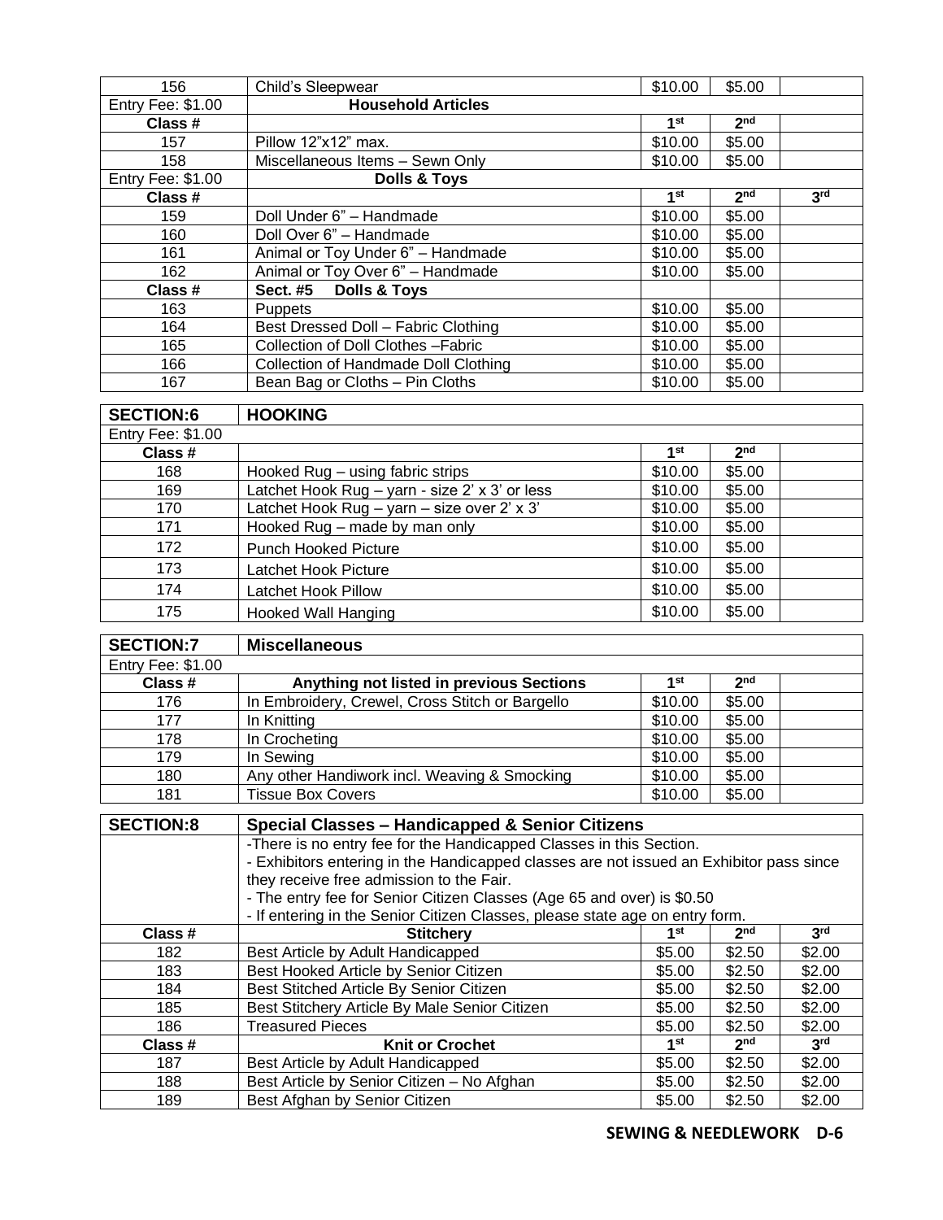| 156 | Child's Sleepwear | $10.00 | $5.00 | |
|---|---|---|---|---|
| Entry Fee: $1.00 | **Household Articles** | | | |
| **Class #** | | **1st** | **2nd** | |
| 157 | Pillow 12"x12" max. | $10.00 | $5.00 | |
| 158 | Miscellaneous Items – Sewn Only | $10.00 | $5.00 | |
| Entry Fee: $1.00 | **Dolls & Toys** | | | |
| **Class #** | | **1st** | **2nd** | **3rd** |
| 159 | Doll Under 6" – Handmade | $10.00 | $5.00 | |
| 160 | Doll Over 6" – Handmade | $10.00 | $5.00 | |
| 161 | Animal or Toy Under 6" – Handmade | $10.00 | $5.00 | |
| 162 | Animal or Toy Over 6" – Handmade | $10.00 | $5.00 | |
| **Class #** | **Sect. #5 Dolls & Toys** | | | |
| 163 | Puppets | $10.00 | $5.00 | |
| 164 | Best Dressed Doll – Fabric Clothing | $10.00 | $5.00 | |
| 165 | Collection of Doll Clothes –Fabric | $10.00 | $5.00 | |
| 166 | Collection of Handmade Doll Clothing | $10.00 | $5.00 | |
| 167 | Bean Bag or Cloths – Pin Cloths | $10.00 | $5.00 | |

| **SECTION:6** | **HOOKING** | | | |
|---|---|---|---|---|
| Entry Fee: $1.00 | | | | |
| **Class #** | | **1st** | **2nd** | |
| 168 | Hooked Rug – using fabric strips | $10.00 | $5.00 | |
| 169 | Latchet Hook Rug – yarn - size 2' x 3' or less | $10.00 | $5.00 | |
| 170 | Latchet Hook Rug – yarn – size over 2' x 3' | $10.00 | $5.00 | |
| 171 | Hooked Rug – made by man only | $10.00 | $5.00 | |
| 172 | Punch Hooked Picture | $10.00 | $5.00 | |
| 173 | Latchet Hook Picture | $10.00 | $5.00 | |
| 174 | Latchet Hook Pillow | $10.00 | $5.00 | |
| 175 | Hooked Wall Hanging | $10.00 | $5.00 | |

| **SECTION:7** | **Miscellaneous** | | | |
|---|---|---|---|---|
| Entry Fee: $1.00 | | | | |
| **Class #** | **Anything not listed in previous Sections** | **1st** | **2nd** | |
| 176 | In Embroidery, Crewel, Cross Stitch or Bargello | $10.00 | $5.00 | |
| 177 | In Knitting | $10.00 | $5.00 | |
| 178 | In Crocheting | $10.00 | $5.00 | |
| 179 | In Sewing | $10.00 | $5.00 | |
| 180 | Any other Handiwork incl. Weaving & Smocking | $10.00 | $5.00 | |
| 181 | Tissue Box Covers | $10.00 | $5.00 | |

| **SECTION:8** | **Special Classes – Handicapped & Senior Citizens** | | | |
|---|---|---|---|---|
| | -There is no entry fee for the Handicapped Classes in this Section.<br>- Exhibitors entering in the Handicapped classes are not issued an Exhibitor pass since they receive free admission to the Fair.<br>- The entry fee for Senior Citizen Classes (Age 65 and over) is $0.50<br>- If entering in the Senior Citizen Classes, please state age on entry form. | | | |
| **Class #** | **Stitchery** | **1st** | **2nd** | **3rd** |
| 182 | Best Article by Adult Handicapped | $5.00 | $2.50 | $2.00 |
| 183 | Best Hooked Article by Senior Citizen | $5.00 | $2.50 | $2.00 |
| 184 | Best Stitched Article By Senior Citizen | $5.00 | $2.50 | $2.00 |
| 185 | Best Stitchery Article By Male Senior Citizen | $5.00 | $2.50 | $2.00 |
| 186 | Treasured Pieces | $5.00 | $2.50 | $2.00 |
| **Class #** | **Knit or Crochet** | **1st** | **2nd** | **3rd** |
| 187 | Best Article by Adult Handicapped | $5.00 | $2.50 | $2.00 |
| 188 | Best Article by Senior Citizen – No Afghan | $5.00 | $2.50 | $2.00 |
| 189 | Best Afghan by Senior Citizen | $5.00 | $2.50 | $2.00 |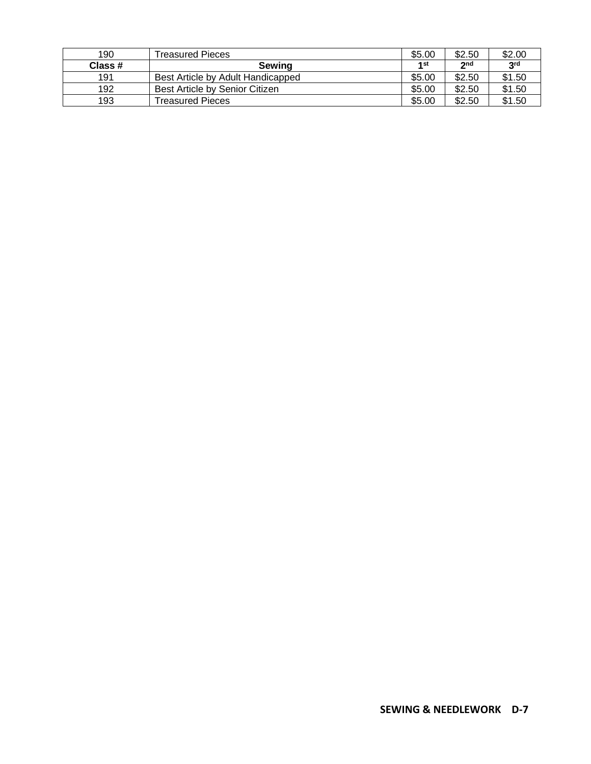| | | | | |
|---|---|---|---|---|
| 190 | Treasured Pieces | $5.00 | $2.50 | $2.00 |
| **Class #** | **Sewing** | **1st** | **2nd** | **3rd** |
| 191 | Best Article by Adult Handicapped | $5.00 | $2.50 | $1.50 |
| 192 | Best Article by Senior Citizen | $5.00 | $2.50 | $1.50 |
| 193 | Treasured Pieces | $5.00 | $2.50 | $1.50 |